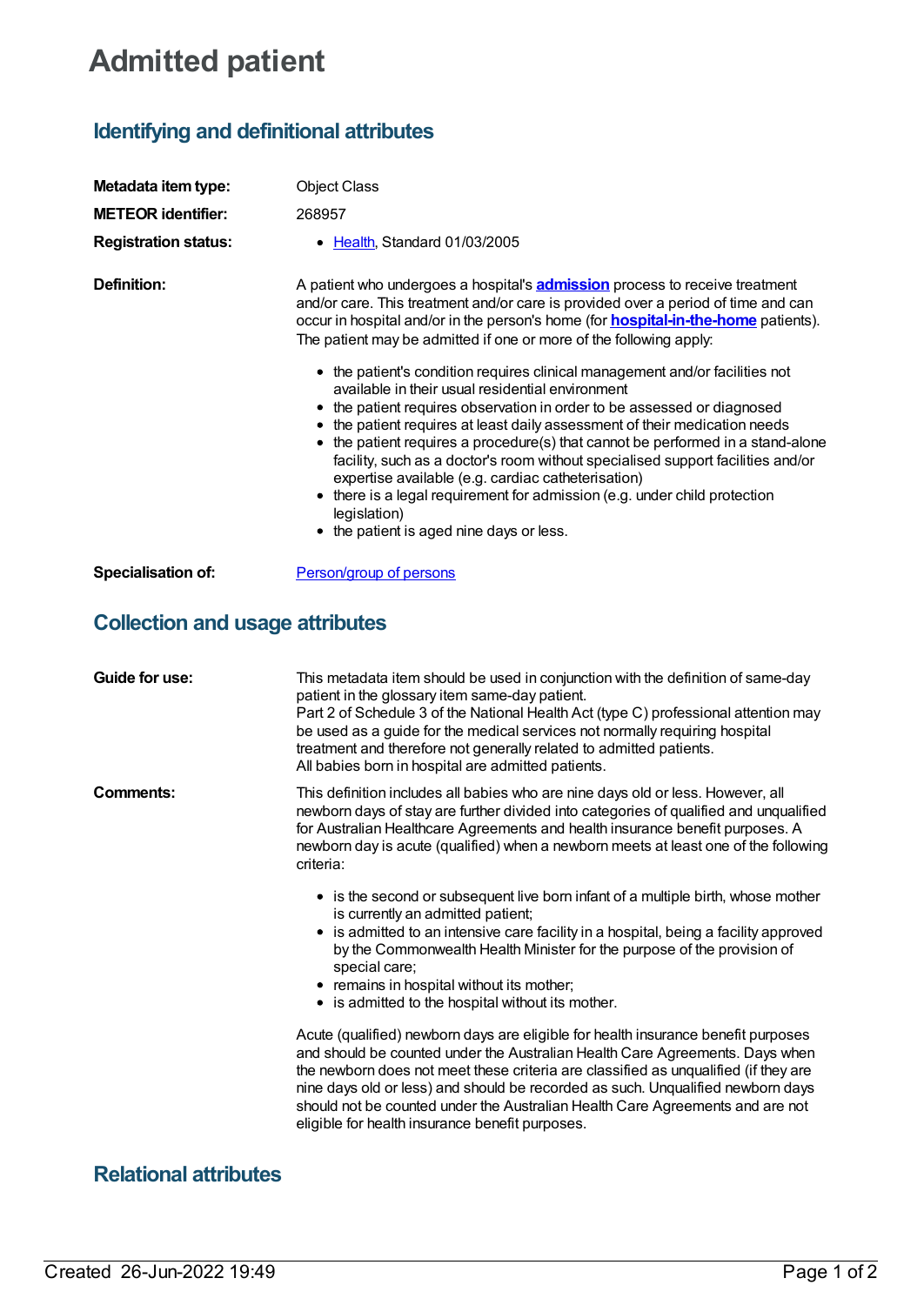# Admitted patient

## Identifying and definitional attributes

| | |
|---|---|
| **Metadata item type:** | Object Class |
| **METEOR identifier:** | 268957 |
| **Registration status:** | • Health, Standard 01/03/2005 |
| **Definition:** | A patient who undergoes a hospital's **admission** process to receive treatment and/or care. This treatment and/or care is provided over a period of time and can occur in hospital and/or in the person's home (for **hospital-in-the-home** patients). The patient may be admitted if one or more of the following apply:<br><br>• the patient's condition requires clinical management and/or facilities not available in their usual residential environment<br>• the patient requires observation in order to be assessed or diagnosed<br>• the patient requires at least daily assessment of their medication needs<br>• the patient requires a procedure(s) that cannot be performed in a stand-alone facility, such as a doctor's room without specialised support facilities and/or expertise available (e.g. cardiac catheterisation)<br>• there is a legal requirement for admission (e.g. under child protection legislation)<br>• the patient is aged nine days or less. |
| **Specialisation of:** | Person/group of persons |

## Collection and usage attributes

| | |
|---|---|
| **Guide for use:** | This metadata item should be used in conjunction with the definition of same-day patient in the glossary item same-day patient.<br>Part 2 of Schedule 3 of the National Health Act (type C) professional attention may be used as a guide for the medical services not normally requiring hospital treatment and therefore not generally related to admitted patients.<br>All babies born in hospital are admitted patients. |
| **Comments:** | This definition includes all babies who are nine days old or less. However, all newborn days of stay are further divided into categories of qualified and unqualified for Australian Healthcare Agreements and health insurance benefit purposes. A newborn day is acute (qualified) when a newborn meets at least one of the following criteria:<br><br>• is the second or subsequent live born infant of a multiple birth, whose mother is currently an admitted patient;<br>• is admitted to an intensive care facility in a hospital, being a facility approved by the Commonwealth Health Minister for the purpose of the provision of special care;<br>• remains in hospital without its mother;<br>• is admitted to the hospital without its mother.<br><br>Acute (qualified) newborn days are eligible for health insurance benefit purposes and should be counted under the Australian Health Care Agreements. Days when the newborn does not meet these criteria are classified as unqualified (if they are nine days old or less) and should be recorded as such. Unqualified newborn days should not be counted under the Australian Health Care Agreements and are not eligible for health insurance benefit purposes. |

## Relational attributes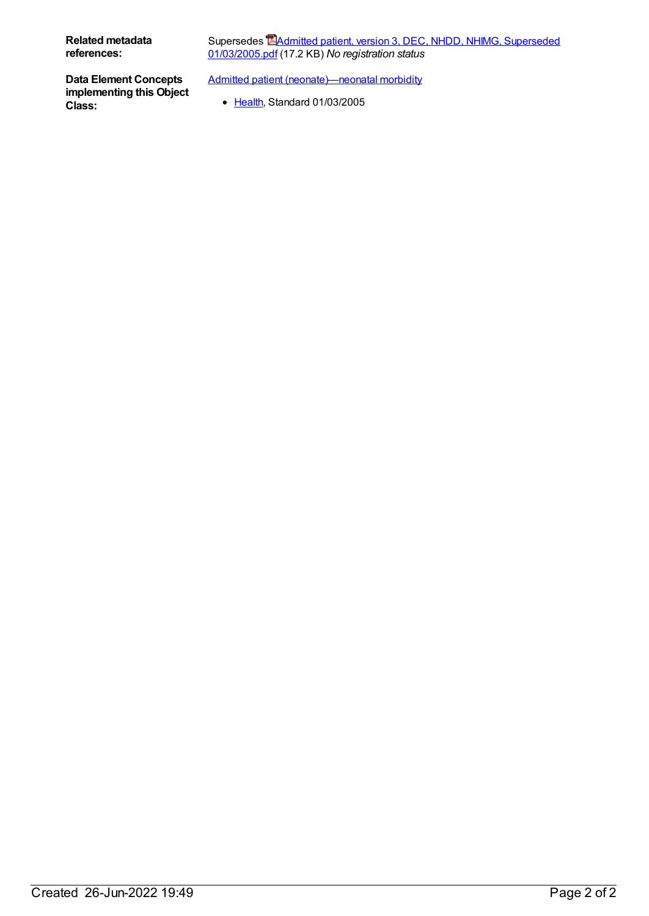**Related metadata references:** Supersedes Admitted patient, version 3, DEC, NHDD, NHIMG, Superseded 01/03/2005.pdf (17.2 KB) *No registration status*

**Data Element Concepts implementing this Object Class:** Admitted patient (neonate)—neonatal morbidity

- Health, Standard 01/03/2005